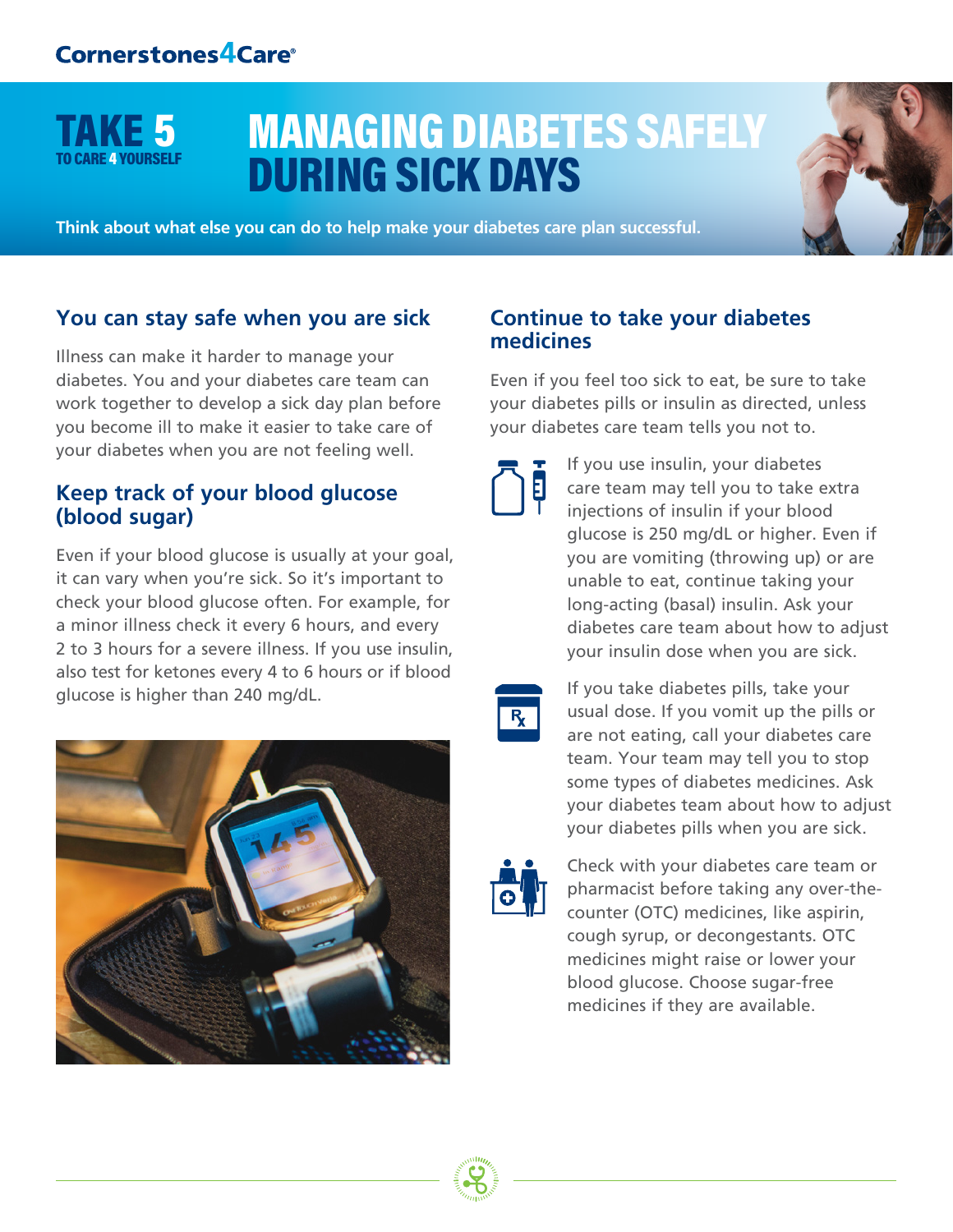Cornerstones4Care®

# TAKE 5 TO CARE 4 YOURSELF

# MANAGING DIABETES SAFELY DURING SICK DAYS

**Think about what else you can do to help make your diabetes care plan successful.**

## You can stay safe when you are sick

Illness can make it harder to manage your diabetes. You and your diabetes care team can work together to develop a sick day plan before you become ill to make it easier to take care of your diabetes when you are not feeling well.

## Keep track of your blood glucose (blood sugar)

Even if your blood glucose is usually at your goal, it can vary when you're sick. So it's important to check your blood glucose often. For example, for a minor illness check it every 6 hours, and every 2 to 3 hours for a severe illness. If you use insulin, also test for ketones every 4 to 6 hours or if blood glucose is higher than 240 mg/dL.

## Continue to take your diabetes medicines

Even if you feel too sick to eat, be sure to take your diabetes pills or insulin as directed, unless your diabetes care team tells you not to.

If you use insulin, your diabetes care team may tell you to take extra injections of insulin if your blood glucose is 250 mg/dL or higher. Even if you are vomiting (throwing up) or are unable to eat, continue taking your long-acting (basal) insulin. Ask your diabetes care team about how to adjust your insulin dose when you are sick.

If you take diabetes pills, take your usual dose. If you vomit up the pills or are not eating, call your diabetes care team. Your team may tell you to stop some types of diabetes medicines. Ask your diabetes team about how to adjust your diabetes pills when you are sick.

Check with your diabetes care team or pharmacist before taking any over-the-counter (OTC) medicines, like aspirin, cough syrup, or decongestants. OTC medicines might raise or lower your blood glucose. Choose sugar-free medicines if they are available.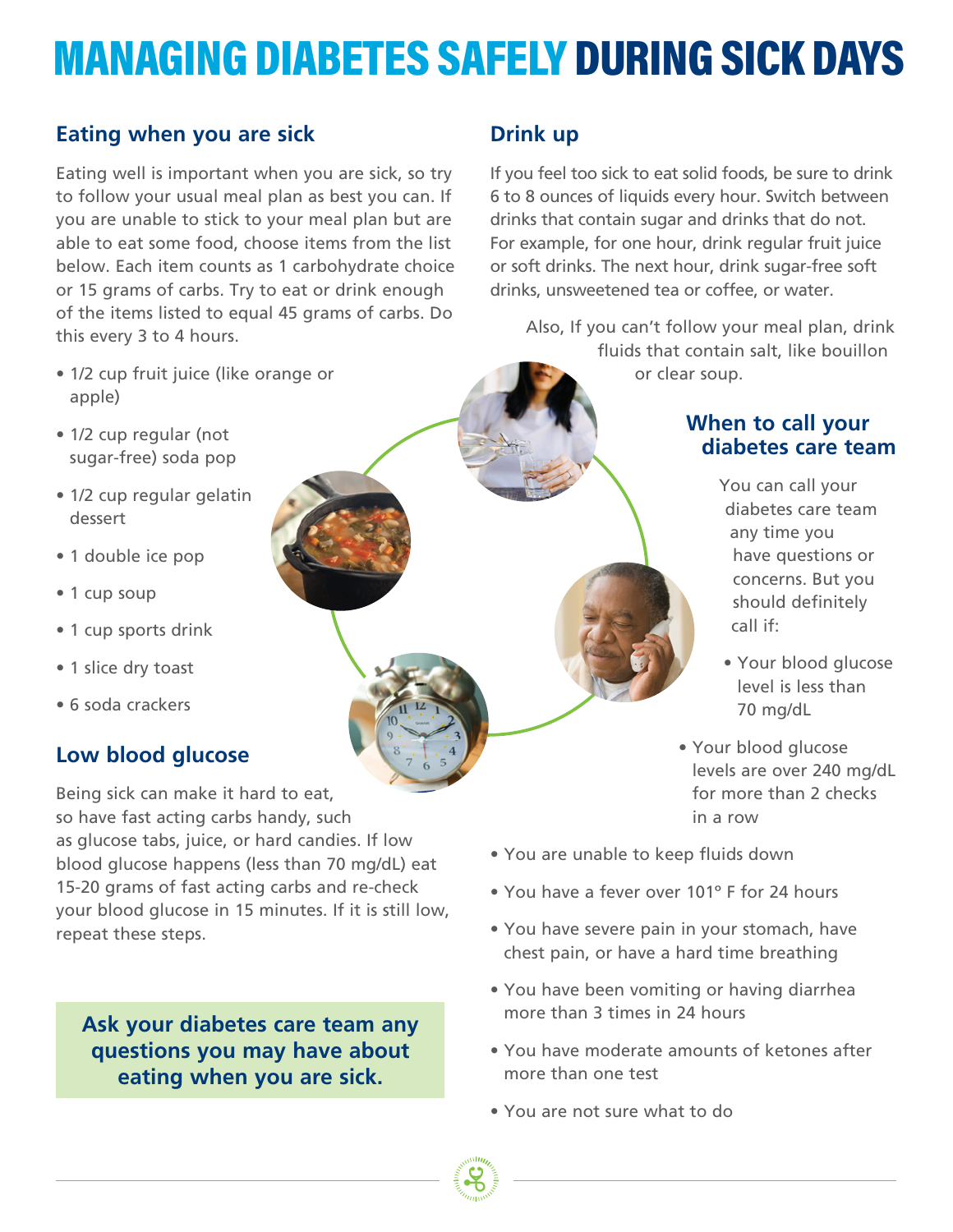# MANAGING DIABETES SAFELY DURING SICK DAYS

## Eating when you are sick

Eating well is important when you are sick, so try to follow your usual meal plan as best you can. If you are unable to stick to your meal plan but are able to eat some food, choose items from the list below. Each item counts as 1 carbohydrate choice or 15 grams of carbs. Try to eat or drink enough of the items listed to equal 45 grams of carbs. Do this every 3 to 4 hours.

- 1/2 cup fruit juice (like orange or apple)
- 1/2 cup regular (not sugar-free) soda pop
- 1/2 cup regular gelatin dessert
- 1 double ice pop
- 1 cup soup
- 1 cup sports drink
- 1 slice dry toast
- 6 soda crackers

## Low blood glucose

Being sick can make it hard to eat, so have fast acting carbs handy, such as glucose tabs, juice, or hard candies. If low blood glucose happens (less than 70 mg/dL) eat 15-20 grams of fast acting carbs and re-check your blood glucose in 15 minutes. If it is still low, repeat these steps.

**Ask your diabetes care team any questions you may have about eating when you are sick.**

## Drink up

If you feel too sick to eat solid foods, be sure to drink 6 to 8 ounces of liquids every hour. Switch between drinks that contain sugar and drinks that do not. For example, for one hour, drink regular fruit juice or soft drinks. The next hour, drink sugar-free soft drinks, unsweetened tea or coffee, or water.

Also, If you can't follow your meal plan, drink fluids that contain salt, like bouillon or clear soup.

## When to call your diabetes care team

You can call your diabetes care team any time you have questions or concerns. But you should definitely call if:

- Your blood glucose level is less than 70 mg/dL
- Your blood glucose levels are over 240 mg/dL for more than 2 checks in a row
- You are unable to keep fluids down
- You have a fever over 101° F for 24 hours
- You have severe pain in your stomach, have chest pain, or have a hard time breathing
- You have been vomiting or having diarrhea more than 3 times in 24 hours
- You have moderate amounts of ketones after more than one test
- You are not sure what to do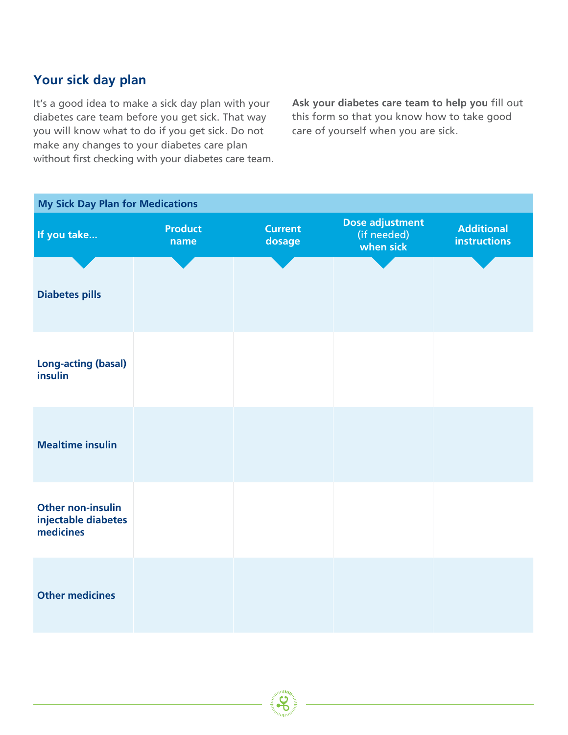## Your sick day plan

It's a good idea to make a sick day plan with your diabetes care team before you get sick. That way you will know what to do if you get sick. Do not make any changes to your diabetes care plan without first checking with your diabetes care team.

**Ask your diabetes care team to help you** fill out this form so that you know how to take good care of yourself when you are sick.

**My Sick Day Plan for Medications**

| If you take... | Product name | Current dosage | Dose adjustment (if needed) when sick | Additional instructions |
|---|---|---|---|---|
| **Diabetes pills** | | | | |
| **Long-acting (basal) insulin** | | | | |
| **Mealtime insulin** | | | | |
| **Other non-insulin injectable diabetes medicines** | | | | |
| **Other medicines** | | | | |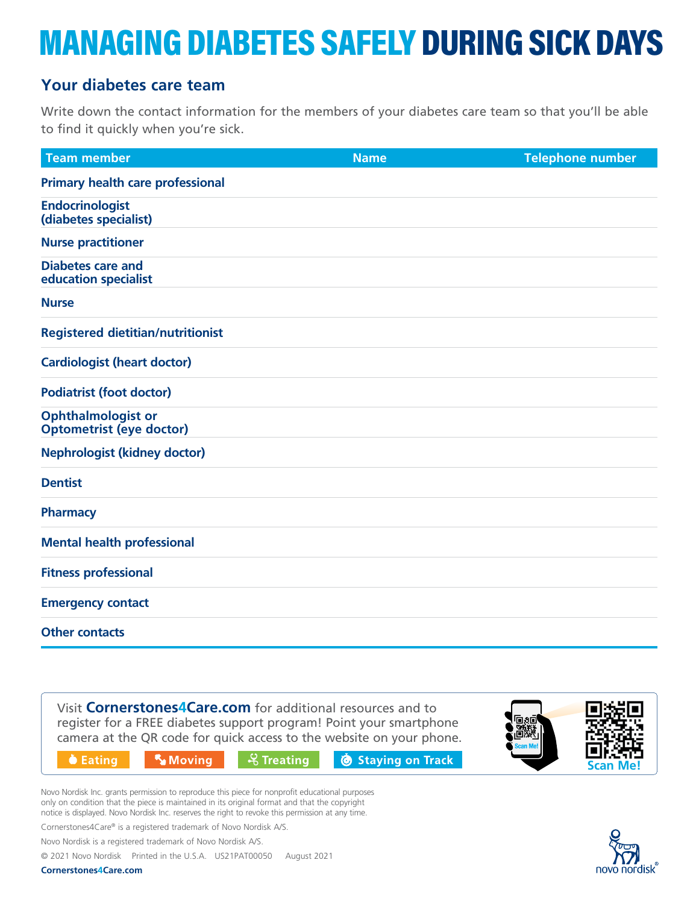# MANAGING DIABETES SAFELY DURING SICK DAYS

## Your diabetes care team

Write down the contact information for the members of your diabetes care team so that you'll be able to find it quickly when you're sick.

| Team member | Name | Telephone number |
|---|---|---|
| **Primary health care professional** | | |
| **Endocrinologist (diabetes specialist)** | | |
| **Nurse practitioner** | | |
| **Diabetes care and education specialist** | | |
| **Nurse** | | |
| **Registered dietitian/nutritionist** | | |
| **Cardiologist (heart doctor)** | | |
| **Podiatrist (foot doctor)** | | |
| **Ophthalmologist or Optometrist (eye doctor)** | | |
| **Nephrologist (kidney doctor)** | | |
| **Dentist** | | |
| **Pharmacy** | | |
| **Mental health professional** | | |
| **Fitness professional** | | |
| **Emergency contact** | | |
| **Other contacts** | | |

Visit **Cornerstones4Care.com** for additional resources and to register for a FREE diabetes support program! Point your smartphone camera at the QR code for quick access to the website on your phone.

Eating | Moving | Treating | Staying on Track

Scan Me!

Novo Nordisk Inc. grants permission to reproduce this piece for nonprofit educational purposes only on condition that the piece is maintained in its original format and that the copyright notice is displayed. Novo Nordisk Inc. reserves the right to revoke this permission at any time.

Cornerstones4Care® is a registered trademark of Novo Nordisk A/S.

Novo Nordisk is a registered trademark of Novo Nordisk A/S.

© 2021 Novo Nordisk Printed in the U.S.A. US21PAT00050 August 2021

**Cornerstones4Care.com**

novo nordisk®